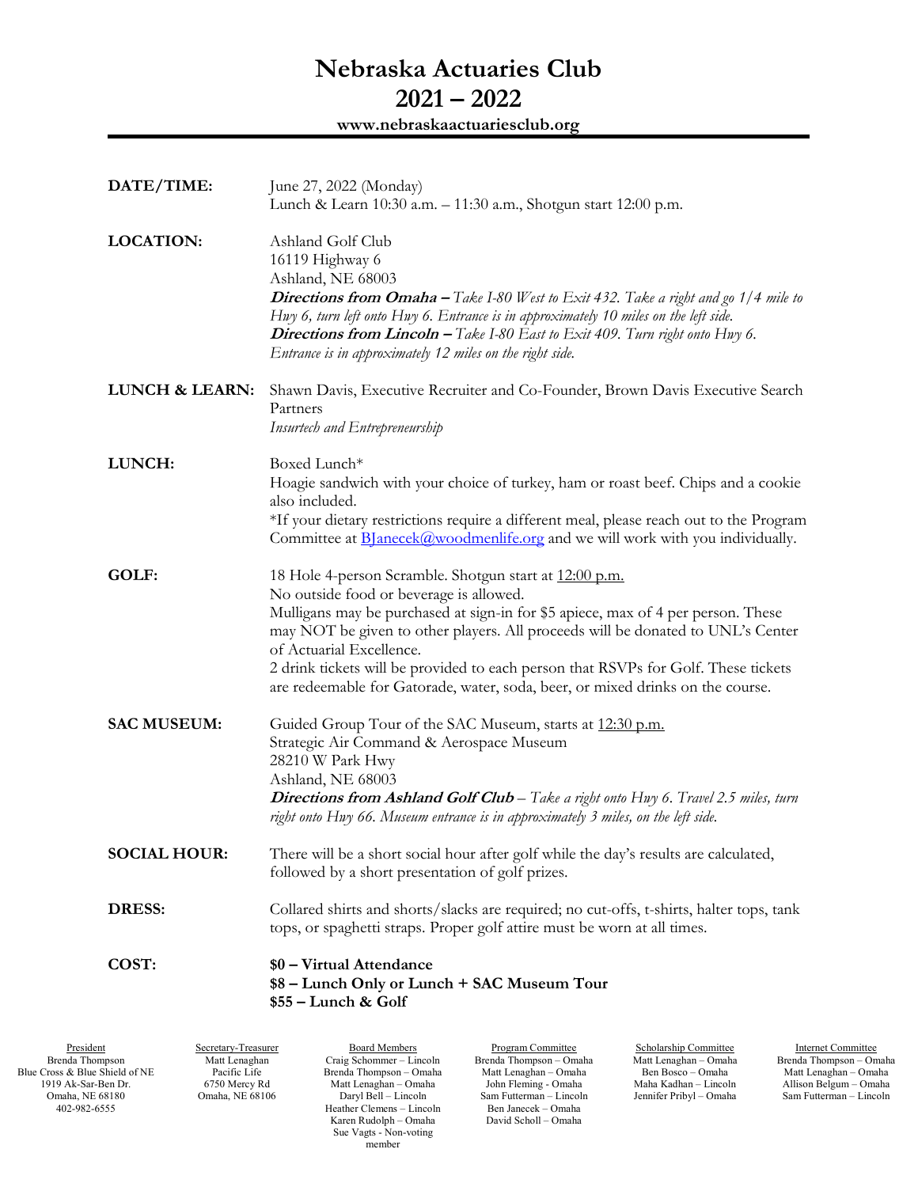# Nebraska Actuaries Club
# 2021 – 2022

**www.nebraskaactuariesclub.org**

---

**DATE/TIME:** June 27, 2022 (Monday)
Lunch & Learn 10:30 a.m. – 11:30 a.m., Shotgun start 12:00 p.m.

**LOCATION:** Ashland Golf Club
16119 Highway 6
Ashland, NE 68003
***Directions from Omaha –*** *Take I-80 West to Exit 432. Take a right and go 1/4 mile to Hwy 6, turn left onto Hwy 6. Entrance is in approximately 10 miles on the left side.*
***Directions from Lincoln –*** *Take I-80 East to Exit 409. Turn right onto Hwy 6. Entrance is in approximately 12 miles on the right side.*

**LUNCH & LEARN:** Shawn Davis, Executive Recruiter and Co-Founder, Brown Davis Executive Search Partners
*Insurtech and Entrepreneurship*

**LUNCH:** Boxed Lunch*
Hoagie sandwich with your choice of turkey, ham or roast beef. Chips and a cookie also included.
*If your dietary restrictions require a different meal, please reach out to the Program Committee at BJanecek@woodmenlife.org and we will work with you individually.

**GOLF:** 18 Hole 4-person Scramble. Shotgun start at 12:00 p.m.
No outside food or beverage is allowed.
Mulligans may be purchased at sign-in for $5 apiece, max of 4 per person. These may NOT be given to other players. All proceeds will be donated to UNL's Center of Actuarial Excellence.
2 drink tickets will be provided to each person that RSVPs for Golf. These tickets are redeemable for Gatorade, water, soda, beer, or mixed drinks on the course.

**SAC MUSEUM:** Guided Group Tour of the SAC Museum, starts at 12:30 p.m.
Strategic Air Command & Aerospace Museum
28210 W Park Hwy
Ashland, NE 68003
***Directions from Ashland Golf Club*** *– Take a right onto Hwy 6. Travel 2.5 miles, turn right onto Hwy 66. Museum entrance is in approximately 3 miles, on the left side.*

**SOCIAL HOUR:** There will be a short social hour after golf while the day's results are calculated, followed by a short presentation of golf prizes.

**DRESS:** Collared shirts and shorts/slacks are required; no cut-offs, t-shirts, halter tops, tank tops, or spaghetti straps. Proper golf attire must be worn at all times.

**COST:**
**$0 – Virtual Attendance**
**$8 – Lunch Only or Lunch + SAC Museum Tour**
**$55 – Lunch & Golf**

---

President
Brenda Thompson
Blue Cross & Blue Shield of NE
1919 Ak-Sar-Ben Dr.
Omaha, NE 68180
402-982-6555

Secretary-Treasurer
Matt Lenaghan
Pacific Life
6750 Mercy Rd
Omaha, NE 68106

Board Members
Craig Schommer – Lincoln
Brenda Thompson – Omaha
Matt Lenaghan – Omaha
Daryl Bell – Lincoln
Heather Clemens – Lincoln
Karen Rudolph – Omaha
Sue Vagts - Non-voting member

Program Committee
Brenda Thompson – Omaha
Matt Lenaghan – Omaha
John Fleming - Omaha
Sam Futterman – Lincoln
Ben Janecek – Omaha
David Scholl – Omaha

Scholarship Committee
Matt Lenaghan – Omaha
Ben Bosco – Omaha
Maha Kadhan – Lincoln
Jennifer Pribyl – Omaha

Internet Committee
Brenda Thompson – Omaha
Matt Lenaghan – Omaha
Allison Belgum – Omaha
Sam Futterman – Lincoln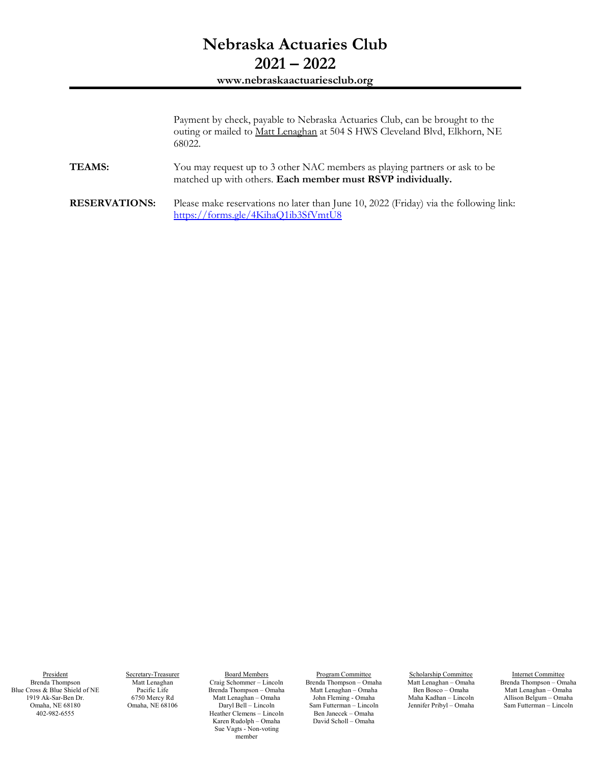# Nebraska Actuaries Club
# 2021 – 2022

**www.nebraskaactuariesclub.org**

Payment by check, payable to Nebraska Actuaries Club, can be brought to the outing or mailed to Matt Lenaghan at 504 S HWS Cleveland Blvd, Elkhorn, NE 68022.

**TEAMS:** You may request up to 3 other NAC members as playing partners or ask to be matched up with others. **Each member must RSVP individually.**

**RESERVATIONS:** Please make reservations no later than June 10, 2022 (Friday) via the following link: https://forms.gle/4KihaQ1ib3SfVmtU8

| President | Secretary-Treasurer | Board Members | Program Committee | Scholarship Committee | Internet Committee |
|---|---|---|---|---|---|
| Brenda Thompson | Matt Lenaghan | Craig Schommer – Lincoln | Brenda Thompson – Omaha | Matt Lenaghan – Omaha | Brenda Thompson – Omaha |
| Blue Cross & Blue Shield of NE | Pacific Life | Brenda Thompson – Omaha | Matt Lenaghan – Omaha | Ben Bosco – Omaha | Matt Lenaghan – Omaha |
| 1919 Ak-Sar-Ben Dr. | 6750 Mercy Rd | Matt Lenaghan – Omaha | John Fleming - Omaha | Maha Kadhan – Lincoln | Allison Belgum – Omaha |
| Omaha, NE 68180 | Omaha, NE 68106 | Daryl Bell – Lincoln | Sam Futterman – Lincoln | Jennifer Pribyl – Omaha | Sam Futterman – Lincoln |
| 402-982-6555 | | Heather Clemens – Lincoln | Ben Janecek – Omaha | | |
| | | Karen Rudolph – Omaha | David Scholl – Omaha | | |
| | | Sue Vagts - Non-voting member | | | |